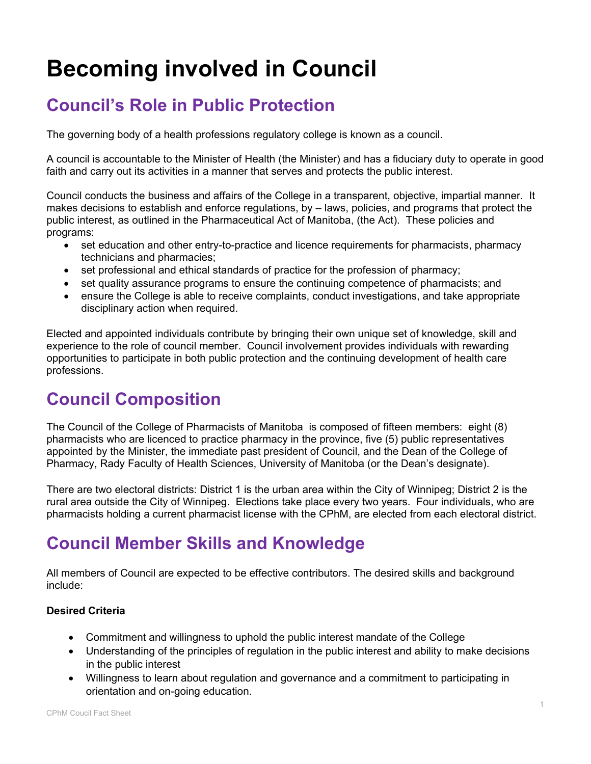# Becoming involved in Council

## Council's Role in Public Protection

The governing body of a health professions regulatory college is known as a council.

A council is accountable to the Minister of Health (the Minister) and has a fiduciary duty to operate in good faith and carry out its activities in a manner that serves and protects the public interest.

Council conducts the business and affairs of the College in a transparent, objective, impartial manner. It makes decisions to establish and enforce regulations, by – laws, policies, and programs that protect the public interest, as outlined in the Pharmaceutical Act of Manitoba, (the Act). These policies and programs:

- set education and other entry-to-practice and licence requirements for pharmacists, pharmacy technicians and pharmacies;
- set professional and ethical standards of practice for the profession of pharmacy;
- set quality assurance programs to ensure the continuing competence of pharmacists; and
- ensure the College is able to receive complaints, conduct investigations, and take appropriate disciplinary action when required.

Elected and appointed individuals contribute by bringing their own unique set of knowledge, skill and experience to the role of council member. Council involvement provides individuals with rewarding opportunities to participate in both public protection and the continuing development of health care professions.

## Council Composition

The Council of the College of Pharmacists of Manitoba is composed of fifteen members: eight (8) pharmacists who are licenced to practice pharmacy in the province, five (5) public representatives appointed by the Minister, the immediate past president of Council, and the Dean of the College of Pharmacy, Rady Faculty of Health Sciences, University of Manitoba (or the Dean's designate).

There are two electoral districts: District 1 is the urban area within the City of Winnipeg; District 2 is the rural area outside the City of Winnipeg. Elections take place every two years. Four individuals, who are pharmacists holding a current pharmacist license with the CPhM, are elected from each electoral district.

## Council Member Skills and Knowledge

All members of Council are expected to be effective contributors. The desired skills and background include:

**Desired Criteria**

- Commitment and willingness to uphold the public interest mandate of the College
- Understanding of the principles of regulation in the public interest and ability to make decisions in the public interest
- Willingness to learn about regulation and governance and a commitment to participating in orientation and on-going education.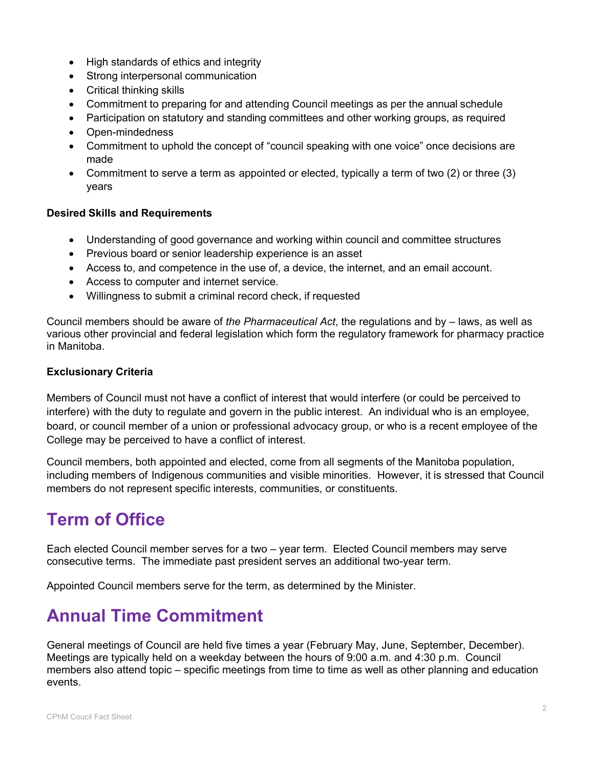- High standards of ethics and integrity
- Strong interpersonal communication
- Critical thinking skills
- Commitment to preparing for and attending Council meetings as per the annual schedule
- Participation on statutory and standing committees and other working groups, as required
- Open-mindedness
- Commitment to uphold the concept of "council speaking with one voice" once decisions are made
- Commitment to serve a term as appointed or elected, typically a term of two (2) or three (3) years

**Desired Skills and Requirements**

- Understanding of good governance and working within council and committee structures
- Previous board or senior leadership experience is an asset
- Access to, and competence in the use of, a device, the internet, and an email account.
- Access to computer and internet service.
- Willingness to submit a criminal record check, if requested

Council members should be aware of *the Pharmaceutical Act*, the regulations and by – laws, as well as various other provincial and federal legislation which form the regulatory framework for pharmacy practice in Manitoba.

**Exclusionary Criteria**

Members of Council must not have a conflict of interest that would interfere (or could be perceived to interfere) with the duty to regulate and govern in the public interest. An individual who is an employee, board, or council member of a union or professional advocacy group, or who is a recent employee of the College may be perceived to have a conflict of interest.

Council members, both appointed and elected, come from all segments of the Manitoba population, including members of Indigenous communities and visible minorities. However, it is stressed that Council members do not represent specific interests, communities, or constituents.

# Term of Office

Each elected Council member serves for a two – year term. Elected Council members may serve consecutive terms. The immediate past president serves an additional two-year term.

Appointed Council members serve for the term, as determined by the Minister.

# Annual Time Commitment

General meetings of Council are held five times a year (February May, June, September, December). Meetings are typically held on a weekday between the hours of 9:00 a.m. and 4:30 p.m. Council members also attend topic – specific meetings from time to time as well as other planning and education events.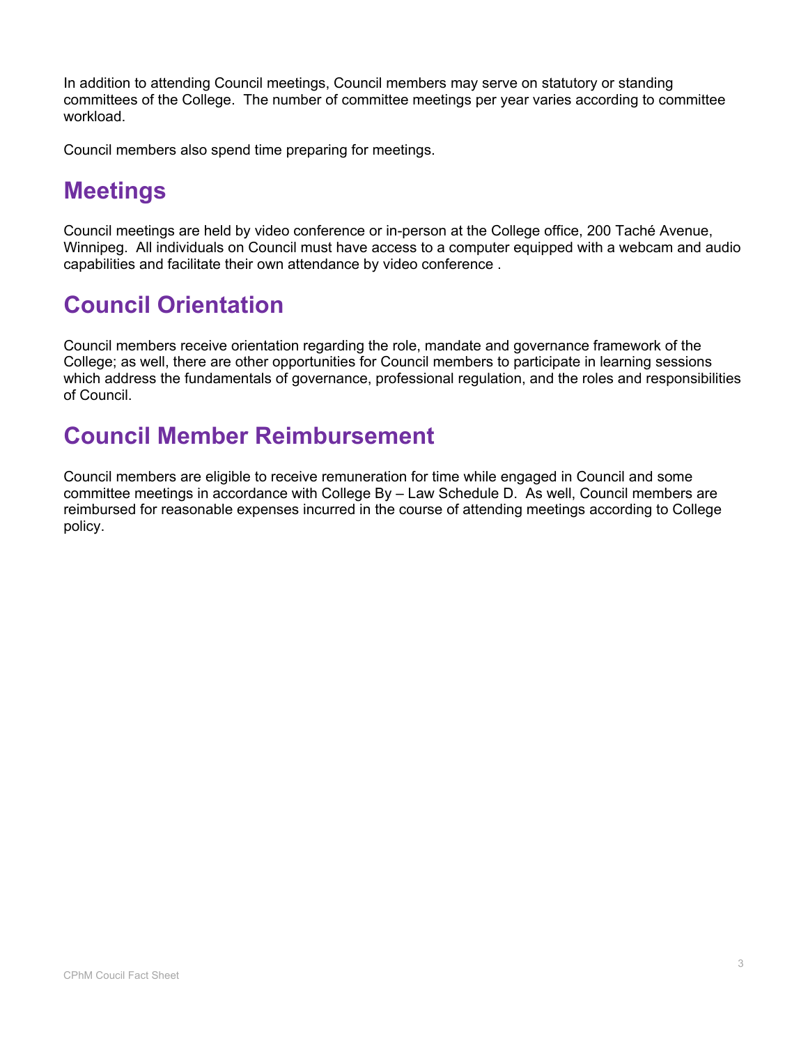In addition to attending Council meetings, Council members may serve on statutory or standing committees of the College. The number of committee meetings per year varies according to committee workload.

Council members also spend time preparing for meetings.

## Meetings

Council meetings are held by video conference or in-person at the College office, 200 Taché Avenue, Winnipeg. All individuals on Council must have access to a computer equipped with a webcam and audio capabilities and facilitate their own attendance by video conference .

## Council Orientation

Council members receive orientation regarding the role, mandate and governance framework of the College; as well, there are other opportunities for Council members to participate in learning sessions which address the fundamentals of governance, professional regulation, and the roles and responsibilities of Council.

## Council Member Reimbursement

Council members are eligible to receive remuneration for time while engaged in Council and some committee meetings in accordance with College By – Law Schedule D. As well, Council members are reimbursed for reasonable expenses incurred in the course of attending meetings according to College policy.